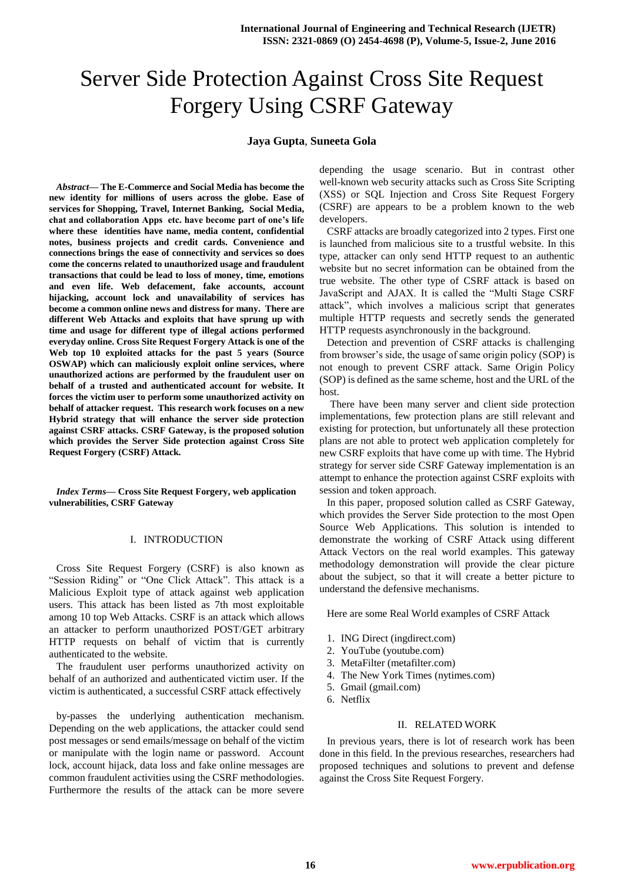# Server Side Protection Against Cross Site Request Forgery Using CSRF Gateway

**Jaya Gupta**, **Suneeta Gola**

***Abstract*— The E-Commerce and Social Media has become the new identity for millions of users across the globe. Ease of services for Shopping, Travel, Internet Banking, Social Media, chat and collaboration Apps etc. have become part of one's life where these identities have name, media content, confidential notes, business projects and credit cards. Convenience and connections brings the ease of connectivity and services so does come the concerns related to unauthorized usage and fraudulent transactions that could be lead to loss of money, time, emotions and even life. Web defacement, fake accounts, account hijacking, account lock and unavailability of services has become a common online news and distress for many. There are different Web Attacks and exploits that have sprung up with time and usage for different type of illegal actions performed everyday online. Cross Site Request Forgery Attack is one of the Web top 10 exploited attacks for the past 5 years (Source OSWAP) which can maliciously exploit online services, where unauthorized actions are performed by the fraudulent user on behalf of a trusted and authenticated account for website. It forces the victim user to perform some unauthorized activity on behalf of attacker request. This research work focuses on a new Hybrid strategy that will enhance the server side protection against CSRF attacks. CSRF Gateway, is the proposed solution which provides the Server Side protection against Cross Site Request Forgery (CSRF) Attack.**

***Index Terms*— Cross Site Request Forgery, web application vulnerabilities, CSRF Gateway**

## I. INTRODUCTION

Cross Site Request Forgery (CSRF) is also known as "Session Riding" or "One Click Attack". This attack is a Malicious Exploit type of attack against web application users. This attack has been listed as 7th most exploitable among 10 top Web Attacks. CSRF is an attack which allows an attacker to perform unauthorized POST/GET arbitrary HTTP requests on behalf of victim that is currently authenticated to the website.

The fraudulent user performs unauthorized activity on behalf of an authorized and authenticated victim user. If the victim is authenticated, a successful CSRF attack effectively by-passes the underlying authentication mechanism. Depending on the web applications, the attacker could send post messages or send emails/message on behalf of the victim or manipulate with the login name or password. Account lock, account hijack, data loss and fake online messages are common fraudulent activities using the CSRF methodologies. Furthermore the results of the attack can be more severe depending the usage scenario. But in contrast other well-known web security attacks such as Cross Site Scripting (XSS) or SQL Injection and Cross Site Request Forgery (CSRF) are appears to be a problem known to the web developers.

CSRF attacks are broadly categorized into 2 types. First one is launched from malicious site to a trustful website. In this type, attacker can only send HTTP request to an authentic website but no secret information can be obtained from the true website. The other type of CSRF attack is based on JavaScript and AJAX. It is called the "Multi Stage CSRF attack", which involves a malicious script that generates multiple HTTP requests and secretly sends the generated HTTP requests asynchronously in the background.

Detection and prevention of CSRF attacks is challenging from browser's side, the usage of same origin policy (SOP) is not enough to prevent CSRF attack. Same Origin Policy (SOP) is defined as the same scheme, host and the URL of the host.

There have been many server and client side protection implementations, few protection plans are still relevant and existing for protection, but unfortunately all these protection plans are not able to protect web application completely for new CSRF exploits that have come up with time. The Hybrid strategy for server side CSRF Gateway implementation is an attempt to enhance the protection against CSRF exploits with session and token approach.

In this paper, proposed solution called as CSRF Gateway, which provides the Server Side protection to the most Open Source Web Applications. This solution is intended to demonstrate the working of CSRF Attack using different Attack Vectors on the real world examples. This gateway methodology demonstration will provide the clear picture about the subject, so that it will create a better picture to understand the defensive mechanisms.

Here are some Real World examples of CSRF Attack

1. ING Direct (ingdirect.com)
2. YouTube (youtube.com)
3. MetaFilter (metafilter.com)
4. The New York Times (nytimes.com)
5. Gmail (gmail.com)
6. Netflix

## II. RELATED WORK

In previous years, there is lot of research work has been done in this field. In the previous researches, researchers had proposed techniques and solutions to prevent and defense against the Cross Site Request Forgery.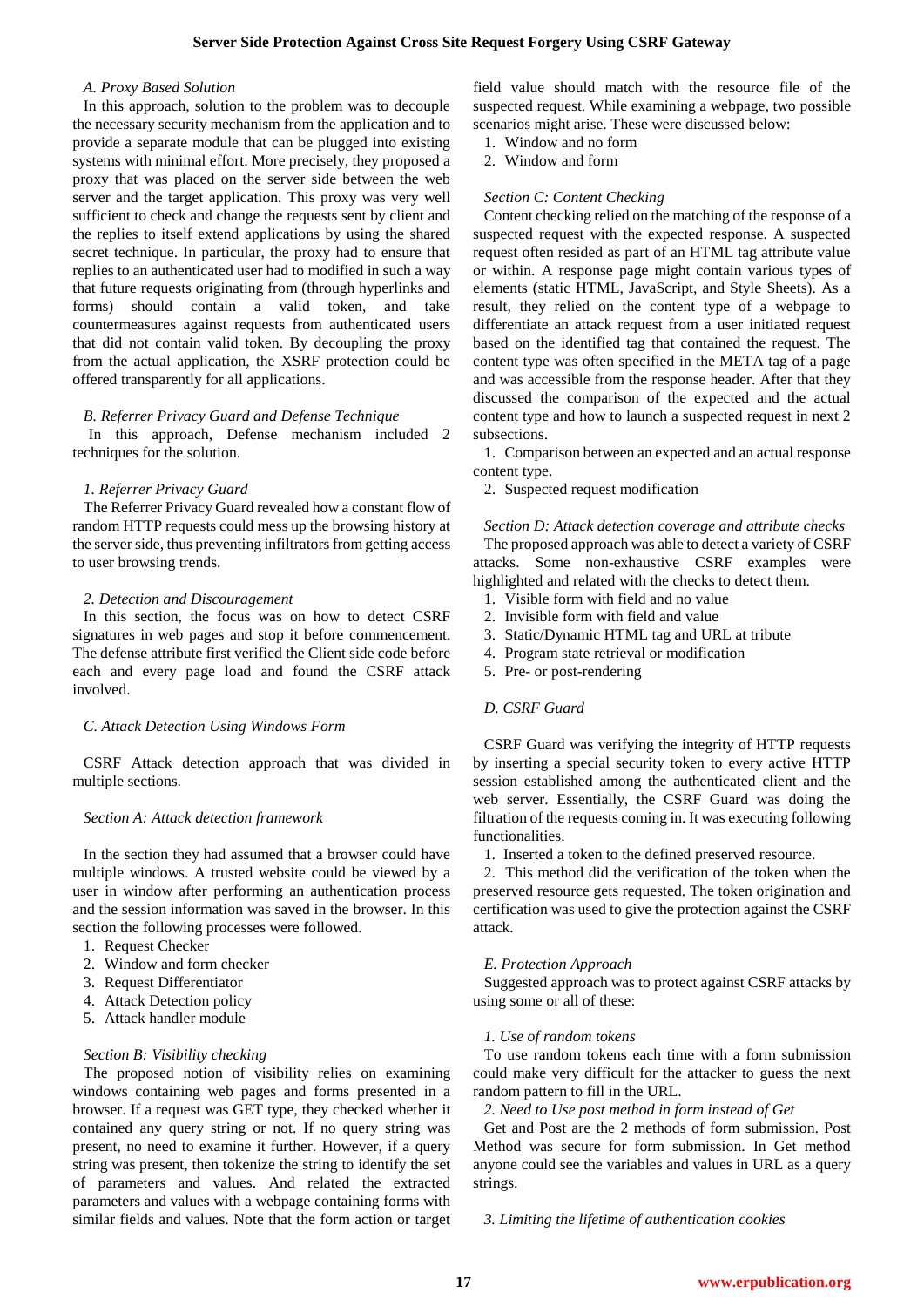### A. Proxy Based Solution

In this approach, solution to the problem was to decouple the necessary security mechanism from the application and to provide a separate module that can be plugged into existing systems with minimal effort. More precisely, they proposed a proxy that was placed on the server side between the web server and the target application. This proxy was very well sufficient to check and change the requests sent by client and the replies to itself extend applications by using the shared secret technique. In particular, the proxy had to ensure that replies to an authenticated user had to modified in such a way that future requests originating from (through hyperlinks and forms) should contain a valid token, and take countermeasures against requests from authenticated users that did not contain valid token. By decoupling the proxy from the actual application, the XSRF protection could be offered transparently for all applications.

### B. Referrer Privacy Guard and Defense Technique

In this approach, Defense mechanism included 2 techniques for the solution.

#### 1. Referrer Privacy Guard

The Referrer Privacy Guard revealed how a constant flow of random HTTP requests could mess up the browsing history at the server side, thus preventing infiltrators from getting access to user browsing trends.

#### 2. Detection and Discouragement

In this section, the focus was on how to detect CSRF signatures in web pages and stop it before commencement. The defense attribute first verified the Client side code before each and every page load and found the CSRF attack involved.

### C. Attack Detection Using Windows Form

CSRF Attack detection approach that was divided in multiple sections.

#### Section A: Attack detection framework

In the section they had assumed that a browser could have multiple windows. A trusted website could be viewed by a user in window after performing an authentication process and the session information was saved in the browser. In this section the following processes were followed.

1. Request Checker
2. Window and form checker
3. Request Differentiator
4. Attack Detection policy
5. Attack handler module

#### Section B: Visibility checking

The proposed notion of visibility relies on examining windows containing web pages and forms presented in a browser. If a request was GET type, they checked whether it contained any query string or not. If no query string was present, no need to examine it further. However, if a query string was present, then tokenize the string to identify the set of parameters and values. And related the extracted parameters and values with a webpage containing forms with similar fields and values. Note that the form action or target field value should match with the resource file of the suspected request. While examining a webpage, two possible scenarios might arise. These were discussed below:

1. Window and no form
2. Window and form

#### Section C: Content Checking

Content checking relied on the matching of the response of a suspected request with the expected response. A suspected request often resided as part of an HTML tag attribute value or within. A response page might contain various types of elements (static HTML, JavaScript, and Style Sheets). As a result, they relied on the content type of a webpage to differentiate an attack request from a user initiated request based on the identified tag that contained the request. The content type was often specified in the META tag of a page and was accessible from the response header. After that they discussed the comparison of the expected and the actual content type and how to launch a suspected request in next 2 subsections.

1. Comparison between an expected and an actual response content type.
2. Suspected request modification

#### Section D: Attack detection coverage and attribute checks

The proposed approach was able to detect a variety of CSRF attacks. Some non-exhaustive CSRF examples were highlighted and related with the checks to detect them.

1. Visible form with field and no value
2. Invisible form with field and value
3. Static/Dynamic HTML tag and URL at tribute
4. Program state retrieval or modification
5. Pre- or post-rendering

### D. CSRF Guard

CSRF Guard was verifying the integrity of HTTP requests by inserting a special security token to every active HTTP session established among the authenticated client and the web server. Essentially, the CSRF Guard was doing the filtration of the requests coming in. It was executing following functionalities.

1. Inserted a token to the defined preserved resource.
2. This method did the verification of the token when the preserved resource gets requested. The token origination and certification was used to give the protection against the CSRF attack.

### E. Protection Approach

Suggested approach was to protect against CSRF attacks by using some or all of these:

#### 1. Use of random tokens

To use random tokens each time with a form submission could make very difficult for the attacker to guess the next random pattern to fill in the URL.

#### 2. Need to Use post method in form instead of Get

Get and Post are the 2 methods of form submission. Post Method was secure for form submission. In Get method anyone could see the variables and values in URL as a query strings.

#### 3. Limiting the lifetime of authentication cookies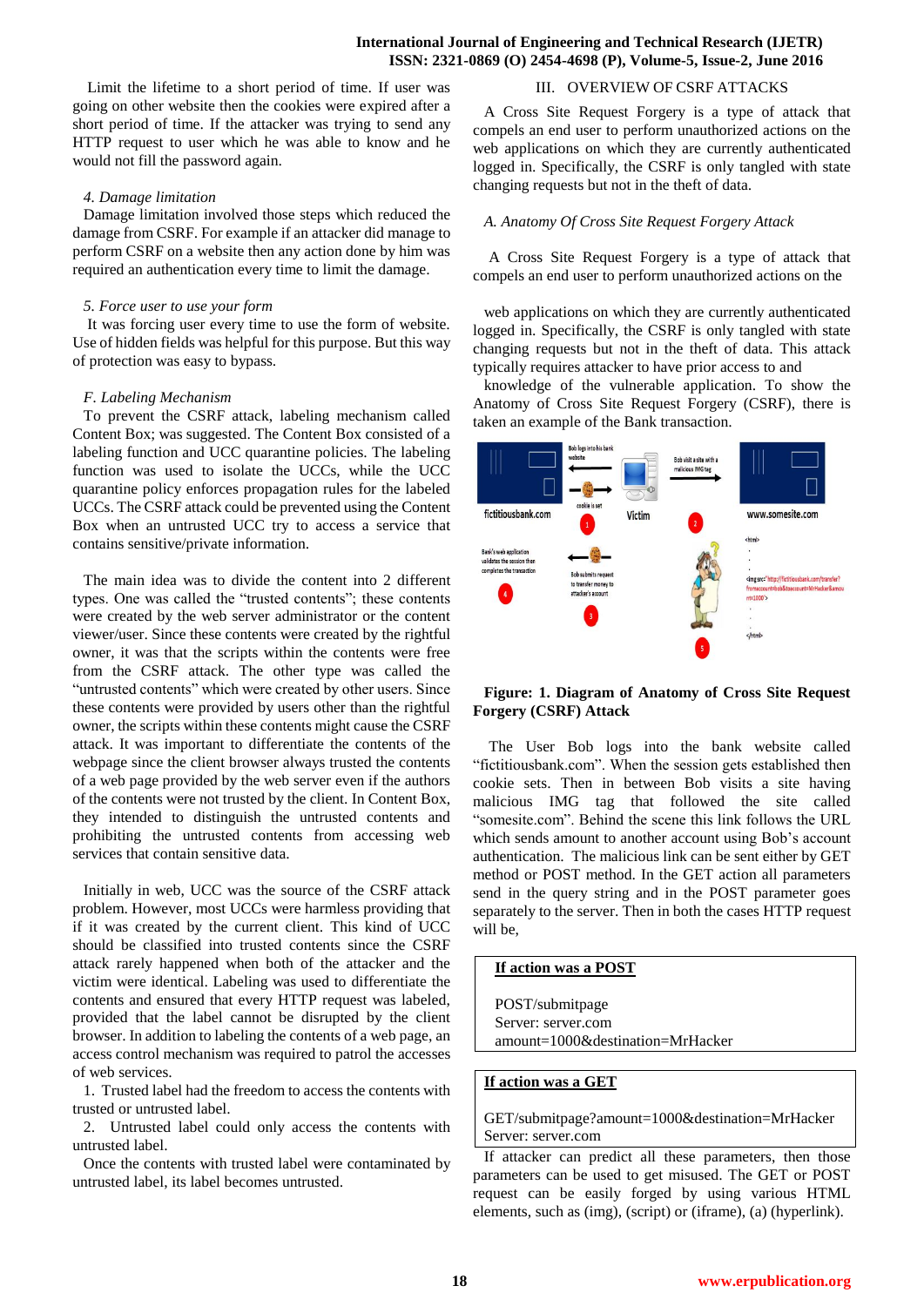Limit the lifetime to a short period of time. If user was going on other website then the cookies were expired after a short period of time. If the attacker was trying to send any HTTP request to user which he was able to know and he would not fill the password again.

*4. Damage limitation*

Damage limitation involved those steps which reduced the damage from CSRF. For example if an attacker did manage to perform CSRF on a website then any action done by him was required an authentication every time to limit the damage.

*5. Force user to use your form*

It was forcing user every time to use the form of website. Use of hidden fields was helpful for this purpose. But this way of protection was easy to bypass.

*F. Labeling Mechanism*

To prevent the CSRF attack, labeling mechanism called Content Box; was suggested. The Content Box consisted of a labeling function and UCC quarantine policies. The labeling function was used to isolate the UCCs, while the UCC quarantine policy enforces propagation rules for the labeled UCCs. The CSRF attack could be prevented using the Content Box when an untrusted UCC try to access a service that contains sensitive/private information.

The main idea was to divide the content into 2 different types. One was called the "trusted contents"; these contents were created by the web server administrator or the content viewer/user. Since these contents were created by the rightful owner, it was that the scripts within the contents were free from the CSRF attack. The other type was called the "untrusted contents" which were created by other users. Since these contents were provided by users other than the rightful owner, the scripts within these contents might cause the CSRF attack. It was important to differentiate the contents of the webpage since the client browser always trusted the contents of a web page provided by the web server even if the authors of the contents were not trusted by the client. In Content Box, they intended to distinguish the untrusted contents and prohibiting the untrusted contents from accessing web services that contain sensitive data.

Initially in web, UCC was the source of the CSRF attack problem. However, most UCCs were harmless providing that if it was created by the current client. This kind of UCC should be classified into trusted contents since the CSRF attack rarely happened when both of the attacker and the victim were identical. Labeling was used to differentiate the contents and ensured that every HTTP request was labeled, provided that the label cannot be disrupted by the client browser. In addition to labeling the contents of a web page, an access control mechanism was required to patrol the accesses of web services.

1. Trusted label had the freedom to access the contents with trusted or untrusted label.
2. Untrusted label could only access the contents with untrusted label.

Once the contents with trusted label were contaminated by untrusted label, its label becomes untrusted.

## III. OVERVIEW OF CSRF ATTACKS

A Cross Site Request Forgery is a type of attack that compels an end user to perform unauthorized actions on the web applications on which they are currently authenticated logged in. Specifically, the CSRF is only tangled with state changing requests but not in the theft of data.

*A. Anatomy Of Cross Site Request Forgery Attack*

A Cross Site Request Forgery is a type of attack that compels an end user to perform unauthorized actions on the web applications on which they are currently authenticated logged in. Specifically, the CSRF is only tangled with state changing requests but not in the theft of data. This attack typically requires attacker to have prior access to and knowledge of the vulnerable application. To show the Anatomy of Cross Site Request Forgery (CSRF), there is taken an example of the Bank transaction.

Bob logs into his bank website
cookie is set
1
fictitiousbank.com
Victim
Bob visit a site with a malicious IMG tag
2
www.somesite.com
Bank's web application validates the session then complete the transaction
4
Bob submits request to transfer money to attacker's account
3
<html>
<img src="http://fictitiousbank.com/transfer?fromaccount=Bob&toaccount=MrHacker&amount=1000">
</html>
5

**Figure: 1. Diagram of Anatomy of Cross Site Request Forgery (CSRF) Attack**

The User Bob logs into the bank website called "fictitiousbank.com". When the session gets established then cookie sets. Then in between Bob visits a site having malicious IMG tag that followed the site called "somesite.com". Behind the scene this link follows the URL which sends amount to another account using Bob's account authentication. The malicious link can be sent either by GET method or POST method. In the GET action all parameters send in the query string and in the POST parameter goes separately to the server. Then in both the cases HTTP request will be,

| **If action was a POST** |
|---|
| POST/submitpage<br>Server: server.com<br>amount=1000&destination=MrHacker |

| **If action was a GET** |
|---|
| GET/submitpage?amount=1000&destination=MrHacker<br>Server: server.com |

If attacker can predict all these parameters, then those parameters can be used to get misused. The GET or POST request can be easily forged by using various HTML elements, such as (img), (script) or (iframe), (a) (hyperlink).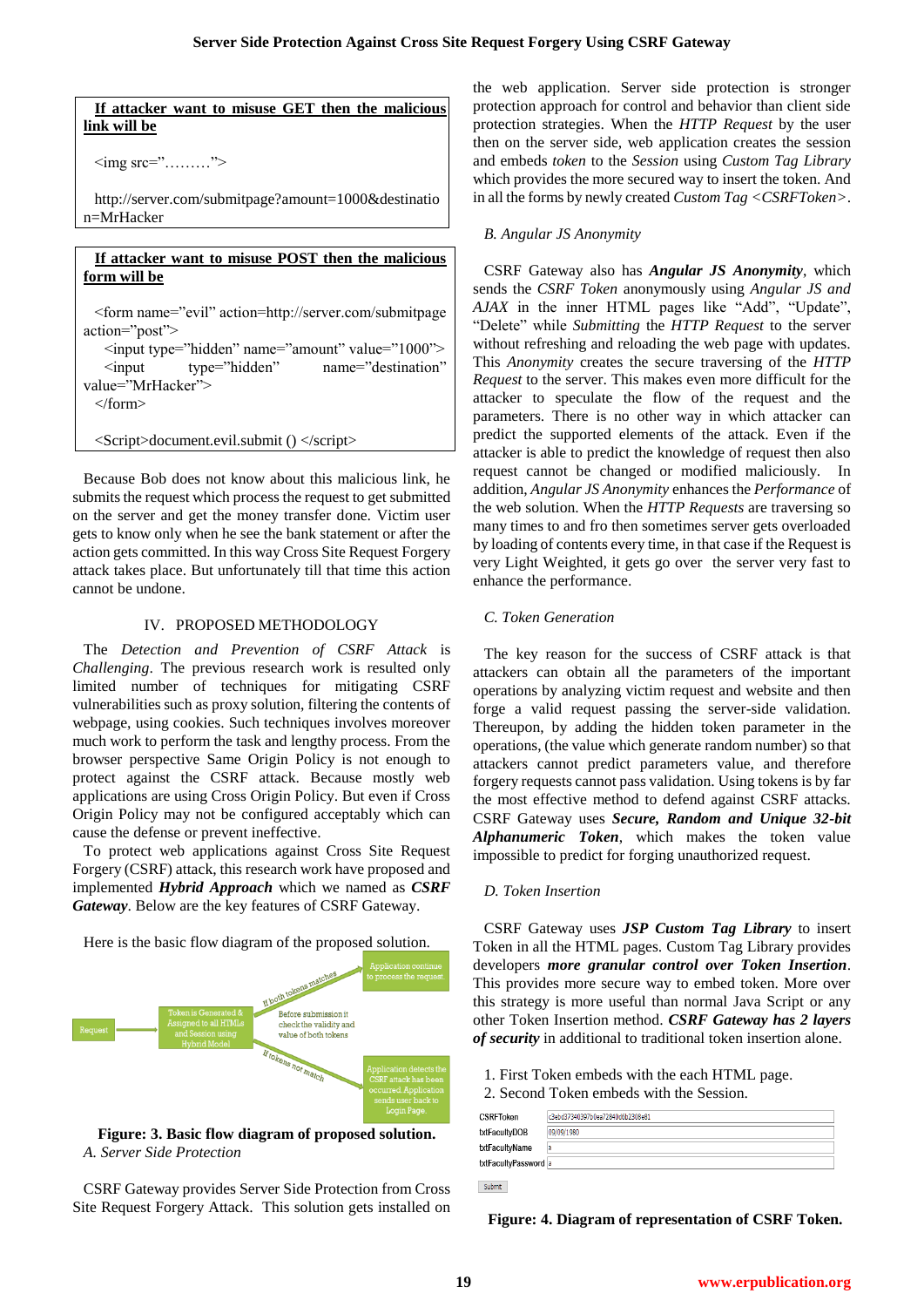**If attacker want to misuse GET then the malicious link will be**

```
<img src=".........">

http://server.com/submitpage?amount=1000&destination=MrHacker
```

**If attacker want to misuse POST then the malicious form will be**

```
<form name="evil" action=http://server.com/submitpage action="post">
  <input type="hidden" name="amount" value="1000">
  <input type="hidden" name="destination" value="MrHacker">
</form>

<Script>document.evil.submit () </script>
```

Because Bob does not know about this malicious link, he submits the request which process the request to get submitted on the server and get the money transfer done. Victim user gets to know only when he see the bank statement or after the action gets committed. In this way Cross Site Request Forgery attack takes place. But unfortunately till that time this action cannot be undone.

## IV. PROPOSED METHODOLOGY

The *Detection and Prevention of CSRF Attack* is *Challenging*. The previous research work is resulted only limited number of techniques for mitigating CSRF vulnerabilities such as proxy solution, filtering the contents of webpage, using cookies. Such techniques involves moreover much work to perform the task and lengthy process. From the browser perspective Same Origin Policy is not enough to protect against the CSRF attack. Because mostly web applications are using Cross Origin Policy. But even if Cross Origin Policy may not be configured acceptably which can cause the defense or prevent ineffective.

To protect web applications against Cross Site Request Forgery (CSRF) attack, this research work have proposed and implemented ***Hybrid Approach*** which we named as ***CSRF Gateway***. Below are the key features of CSRF Gateway.

Here is the basic flow diagram of the proposed solution.

Request → Token is Generated & Assigned to all HTMLs and Session using Hybrid Model → Before submission it check the validity and value of both tokens → If both tokens matches → Application continue to process the request. If tokens not match → Application detects the CSRF attack has been occurred. Application sends user back to Login Page.

**Figure: 3. Basic flow diagram of proposed solution.**

### *A. Server Side Protection*

CSRF Gateway provides Server Side Protection from Cross Site Request Forgery Attack. This solution gets installed on the web application. Server side protection is stronger protection approach for control and behavior than client side protection strategies. When the *HTTP Request* by the user then on the server side, web application creates the session and embeds *token* to the *Session* using *Custom Tag Library* which provides the more secured way to insert the token. And in all the forms by newly created *Custom Tag <CSRFToken>*.

### *B. Angular JS Anonymity*

CSRF Gateway also has ***Angular JS Anonymity***, which sends the *CSRF Token* anonymously using *Angular JS and AJAX* in the inner HTML pages like "Add", "Update", "Delete" while *Submitting* the *HTTP Request* to the server without refreshing and reloading the web page with updates. This *Anonymity* creates the secure traversing of the *HTTP Request* to the server. This makes even more difficult for the attacker to speculate the flow of the request and the parameters. There is no other way in which attacker can predict the supported elements of the attack. Even if the attacker is able to predict the knowledge of request then also request cannot be changed or modified maliciously. In addition, *Angular JS Anonymity* enhances the *Performance* of the web solution. When the *HTTP Requests* are traversing so many times to and fro then sometimes server gets overloaded by loading of contents every time, in that case if the Request is very Light Weighted, it gets go over the server very fast to enhance the performance.

### *C. Token Generation*

The key reason for the success of CSRF attack is that attackers can obtain all the parameters of the important operations by analyzing victim request and website and then forge a valid request passing the server-side validation. Thereupon, by adding the hidden token parameter in the operations, (the value which generate random number) so that attackers cannot predict parameters value, and therefore forgery requests cannot pass validation. Using tokens is by far the most effective method to defend against CSRF attacks. CSRF Gateway uses ***Secure, Random and Unique 32-bit Alphanumeric Token***, which makes the token value impossible to predict for forging unauthorized request.

### *D. Token Insertion*

CSRF Gateway uses ***JSP Custom Tag Library*** to insert Token in all the HTML pages. Custom Tag Library provides developers ***more granular control over Token Insertion***. This provides more secure way to embed token. More over this strategy is more useful than normal Java Script or any other Token Insertion method. ***CSRF Gateway has 2 layers of security*** in additional to traditional token insertion alone.

1. First Token embeds with the each HTML page.
2. Second Token embeds with the Session.

| | |
|---|---|
| CSRFToken | c3ebd37340397b0ea72840d0b2308e81 |
| txtFacultyDOB | 09/09/1980 |
| txtFacultyName | a |
| txtFacultyPassword | a |

Submit

**Figure: 4. Diagram of representation of CSRF Token.**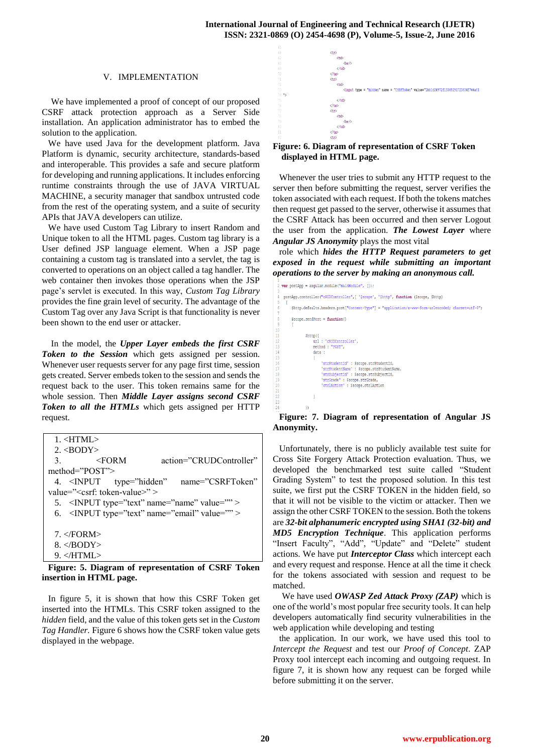## V. IMPLEMENTATION

We have implemented a proof of concept of our proposed CSRF attack protection approach as a Server Side installation. An application administrator has to embed the solution to the application.

We have used Java for the development platform. Java Platform is dynamic, security architecture, standards-based and interoperable. This provides a safe and secure platform for developing and running applications. It includes enforcing runtime constraints through the use of JAVA VIRTUAL MACHINE, a security manager that sandbox untrusted code from the rest of the operating system, and a suite of security APIs that JAVA developers can utilize.

We have used Custom Tag Library to insert Random and Unique token to all the HTML pages. Custom tag library is a User defined JSP language element. When a JSP page containing a custom tag is translated into a servlet, the tag is converted to operations on an object called a tag handler. The web container then invokes those operations when the JSP page's servlet is executed. In this way, *Custom Tag Library* provides the fine grain level of security. The advantage of the Custom Tag over any Java Script is that functionality is never been shown to the end user or attacker.

In the model, the ***Upper Layer embeds the first CSRF Token to the Session*** which gets assigned per session. Whenever user requests server for any page first time, session gets created. Server embeds token to the session and sends the request back to the user. This token remains same for the whole session. Then ***Middle Layer assigns second CSRF Token to all the HTMLs*** which gets assigned per HTTP request.

```
1. <HTML>
2. <BODY>
3. <FORM action="CRUDController" method="POST">
4. <INPUT type="hidden" name="CSRFToken" value="<csrf: token-value>" >
5. <INPUT type="text" name="name" value="" >
6. <INPUT type="text" name="email" value="" >

7. </FORM>
8. </BODY>
9. </HTML>
```

**Figure: 5. Diagram of representation of CSRF Token insertion in HTML page.**

In figure 5, it is shown that how this CSRF Token get inserted into the HTMLs. This CSRF token assigned to the *hidden* field, and the value of this token gets set in the *Custom Tag Handler*. Figure 6 shows how the CSRF token value gets displayed in the webpage.

```
<tr>
    <td>
        <br/>
    </td>
</tr>
<tr>
    <td>
        <input type = "hidden" name = "CSRFToken" value="2bb1d24972f13365291723634f744a11
">
    </td>
</tr>
<tr>
    <td>
        <br/>
    </td>
</tr>
<tr>
```

**Figure: 6. Diagram of representation of CSRF Token displayed in HTML page.**

Whenever the user tries to submit any HTTP request to the server then before submitting the request, server verifies the token associated with each request. If both the tokens matches then request get passed to the server, otherwise it assumes that the CSRF Attack has been occurred and then server Logout the user from the application. ***The Lowest Layer*** where ***Angular JS Anonymity*** plays the most vital role which ***hides the HTTP Request parameters to get exposed in the request while submitting an important operations to the server by making an anonymous call.***

```
var postApp = angular.module("mainModule", []);

postApp.controller("CRUDController",[ '$scope', '$http', function ($scope, $http)
{
    $http.defaults.headers.post["Content-Type"] = "application/x-www-form-urlencoded; charset=utf-8";

    $scope.sendPost = function()
    {

        $http({
            url : 'CRUDController',
            method : "POST",
            data :
            {
                'strStudentId' : $scope.strStudentId,
                'strStudentName' : $scope.strStudentName,
                'strSubjectId' : $scope.strSubjectId,
                'strGrade' : $scope.strGrade,
                'ctrlAction' : $scope.ctrlAction

            }

        })
```

**Figure: 7. Diagram of representation of Angular JS Anonymity.**

Unfortunately, there is no publicly available test suite for Cross Site Forgery Attack Protection evaluation. Thus, we developed the benchmarked test suite called "Student Grading System" to test the proposed solution. In this test suite, we first put the CSRF TOKEN in the hidden field, so that it will not be visible to the victim or attacker. Then we assign the other CSRF TOKEN to the session. Both the tokens are ***32-bit alphanumeric encrypted using SHA1 (32-bit) and MD5 Encryption Technique***. This application performs "Insert Faculty", "Add", "Update" and "Delete" student actions. We have put ***Interceptor Class*** which intercept each and every request and response. Hence at all the time it check for the tokens associated with session and request to be matched.

We have used ***OWASP Zed Attack Proxy (ZAP)*** which is one of the world's most popular free security tools. It can help developers automatically find security vulnerabilities in the web application while developing and testing the application. In our work, we have used this tool to *Intercept the Request* and test our *Proof of Concept*. ZAP Proxy tool intercept each incoming and outgoing request. In figure 7, it is shown how any request can be forged while before submitting it on the server.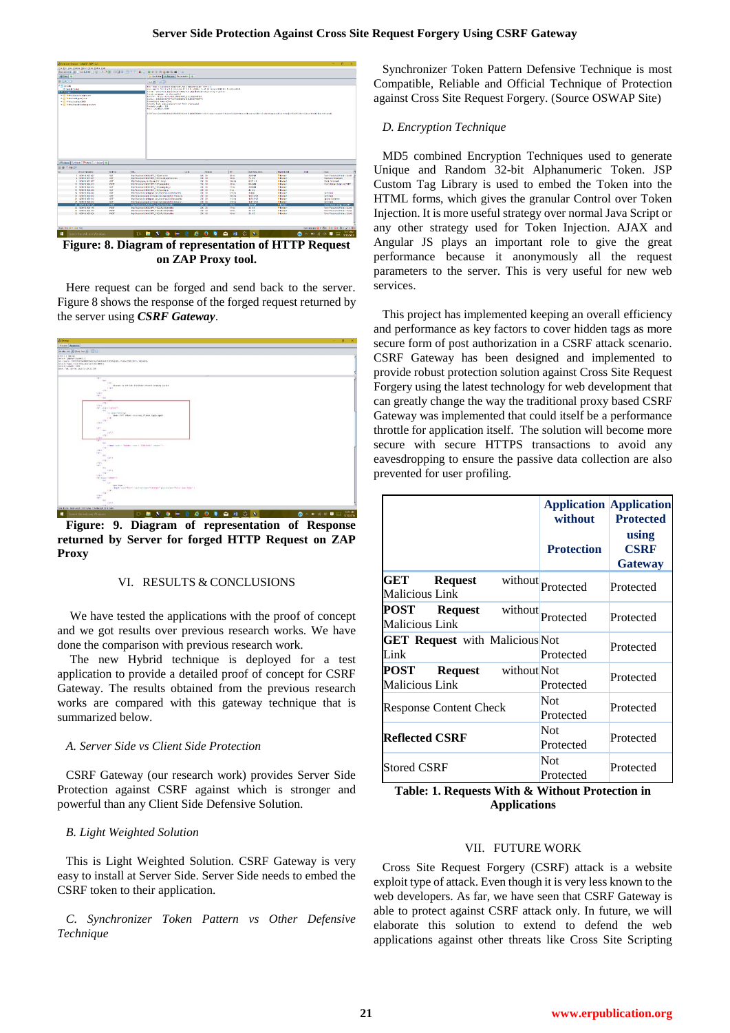Figure: 8. Diagram of representation of HTTP Request on ZAP Proxy tool.

Here request can be forged and send back to the server. Figure 8 shows the response of the forged request returned by the server using ***CSRF Gateway***.

**Figure: 9. Diagram of representation of Response returned by Server for forged HTTP Request on ZAP Proxy**

## VI. RESULTS & CONCLUSIONS

We have tested the applications with the proof of concept and we got results over previous research works. We have done the comparison with previous research work.

The new Hybrid technique is deployed for a test application to provide a detailed proof of concept for CSRF Gateway. The results obtained from the previous research works are compared with this gateway technique that is summarized below.

### *A. Server Side vs Client Side Protection*

CSRF Gateway (our research work) provides Server Side Protection against CSRF against which is stronger and powerful than any Client Side Defensive Solution.

### *B. Light Weighted Solution*

This is Light Weighted Solution. CSRF Gateway is very easy to install at Server Side. Server Side needs to embed the CSRF token to their application.

### *C. Synchronizer Token Pattern vs Other Defensive Technique*

Synchronizer Token Pattern Defensive Technique is most Compatible, Reliable and Official Technique of Protection against Cross Site Request Forgery. (Source OSWAP Site)

### *D. Encryption Technique*

MD5 combined Encryption Techniques used to generate Unique and Random 32-bit Alphanumeric Token. JSP Custom Tag Library is used to embed the Token into the HTML forms, which gives the granular Control over Token Injection. It is more useful strategy over normal Java Script or any other strategy used for Token Injection. AJAX and Angular JS plays an important role to give the great performance because it anonymously all the request parameters to the server. This is very useful for new web services.

This project has implemented keeping an overall efficiency and performance as key factors to cover hidden tags as more secure form of post authorization in a CSRF attack scenario. CSRF Gateway has been designed and implemented to provide robust protection solution against Cross Site Request Forgery using the latest technology for web development that can greatly change the way the traditional proxy based CSRF Gateway was implemented that could itself be a performance throttle for application itself. The solution will become more secure with secure HTTPS transactions to avoid any eavesdropping to ensure the passive data collection are also prevented for user profiling.

| | **Application without Protection** | **Application Protected using CSRF Gateway** |
|---|---|---|
| **GET Request** without Malicious Link | Protected | Protected |
| **POST Request** without Malicious Link | Protected | Protected |
| **GET Request** with Malicious Link | Not Protected | Protected |
| **POST Request** without Malicious Link | Not Protected | Protected |
| Response Content Check | Not Protected | Protected |
| **Reflected CSRF** | Not Protected | Protected |
| Stored CSRF | Not Protected | Protected |

**Table: 1. Requests With & Without Protection in Applications**

## VII. FUTURE WORK

Cross Site Request Forgery (CSRF) attack is a website exploit type of attack. Even though it is very less known to the web developers. As far, we have seen that CSRF Gateway is able to protect against CSRF attack only. In future, we will elaborate this solution to extend to defend the web applications against other threats like Cross Site Scripting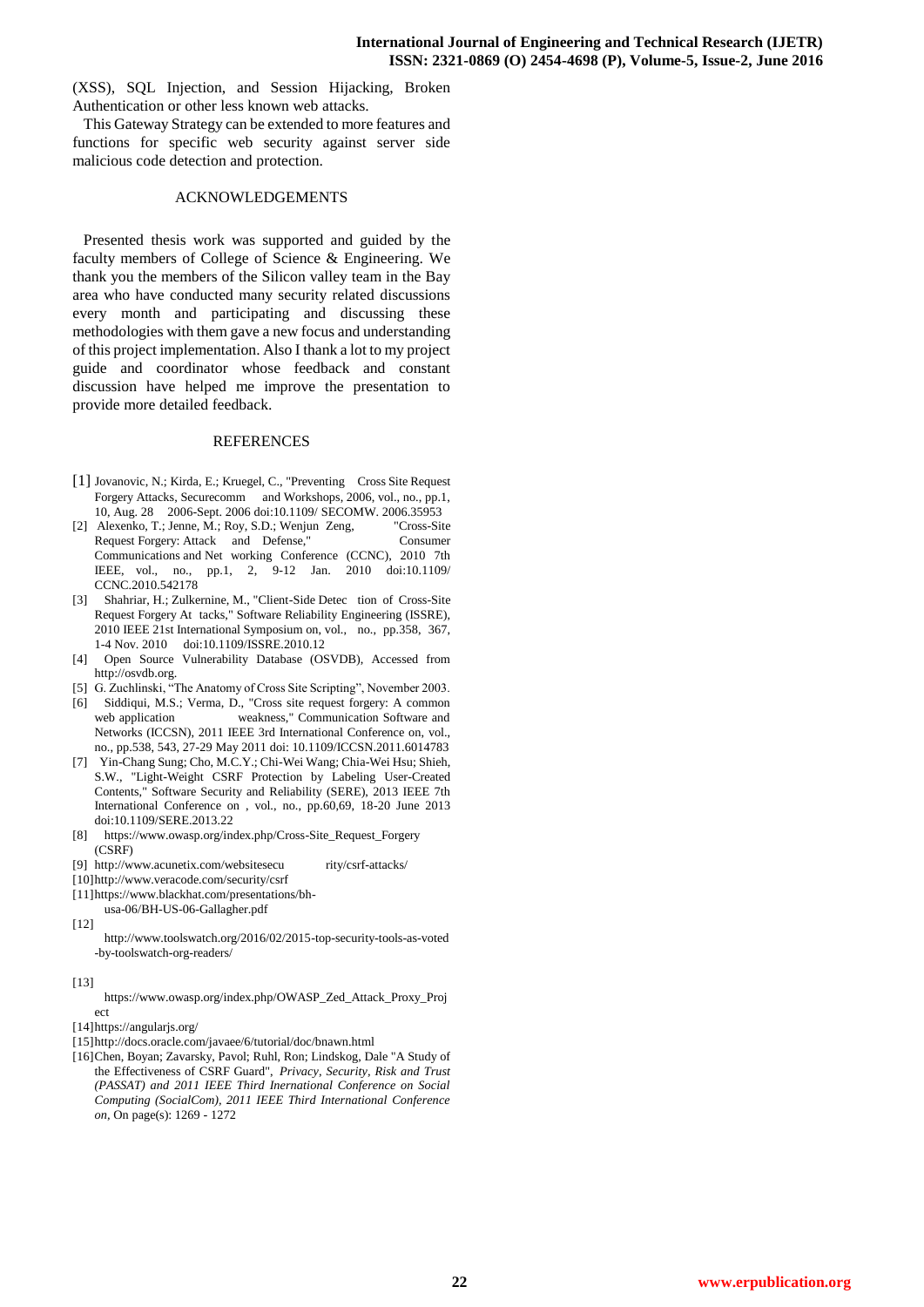(XSS), SQL Injection, and Session Hijacking, Broken Authentication or other less known web attacks.

This Gateway Strategy can be extended to more features and functions for specific web security against server side malicious code detection and protection.

## ACKNOWLEDGEMENTS

Presented thesis work was supported and guided by the faculty members of College of Science & Engineering. We thank you the members of the Silicon valley team in the Bay area who have conducted many security related discussions every month and participating and discussing these methodologies with them gave a new focus and understanding of this project implementation. Also I thank a lot to my project guide and coordinator whose feedback and constant discussion have helped me improve the presentation to provide more detailed feedback.

## REFERENCES

[1] Jovanovic, N.; Kirda, E.; Kruegel, C., "Preventing Cross Site Request Forgery Attacks, Securecomm and Workshops, 2006, vol., no., pp.1, 10, Aug. 28 2006-Sept. 2006 doi:10.1109/ SECOMW. 2006.35953

[2] Alexenko, T.; Jenne, M.; Roy, S.D.; Wenjun Zeng, "Cross-Site Request Forgery: Attack and Defense," Consumer Communications and Net working Conference (CCNC), 2010 7th IEEE, vol., no., pp.1, 2, 9-12 Jan. 2010 doi:10.1109/ CCNC.2010.542178

[3] Shahriar, H.; Zulkernine, M., "Client-Side Detec tion of Cross-Site Request Forgery At tacks," Software Reliability Engineering (ISSRE), 2010 IEEE 21st International Symposium on, vol., no., pp.358, 367, 1-4 Nov. 2010 doi:10.1109/ISSRE.2010.12

[4] Open Source Vulnerability Database (OSVDB), Accessed from http://osvdb.org.

[5] G. Zuchlinski, "The Anatomy of Cross Site Scripting", November 2003.

[6] Siddiqui, M.S.; Verma, D., "Cross site request forgery: A common web application weakness," Communication Software and Networks (ICCSN), 2011 IEEE 3rd International Conference on, vol., no., pp.538, 543, 27-29 May 2011 doi: 10.1109/ICCSN.2011.6014783

[7] Yin-Chang Sung; Cho, M.C.Y.; Chi-Wei Wang; Chia-Wei Hsu; Shieh, S.W., "Light-Weight CSRF Protection by Labeling User-Created Contents," Software Security and Reliability (SERE), 2013 IEEE 7th International Conference on , vol., no., pp.60,69, 18-20 June 2013 doi:10.1109/SERE.2013.22

[8] https://www.owasp.org/index.php/Cross-Site_Request_Forgery (CSRF)

[9] http://www.acunetix.com/websitesecu rity/csrf-attacks/

[10] http://www.veracode.com/security/csrf

[11] https://www.blackhat.com/presentations/bh-usa-06/BH-US-06-Gallagher.pdf

[12] http://www.toolswatch.org/2016/02/2015-top-security-tools-as-voted-by-toolswatch-org-readers/

[13] https://www.owasp.org/index.php/OWASP_Zed_Attack_Proxy_Project

[14] https://angularjs.org/

[15] http://docs.oracle.com/javaee/6/tutorial/doc/bnawn.html

[16] Chen, Boyan; Zavarsky, Pavol; Ruhl, Ron; Lindskog, Dale "A Study of the Effectiveness of CSRF Guard", *Privacy, Security, Risk and Trust (PASSAT) and 2011 IEEE Third Inernational Conference on Social Computing (SocialCom), 2011 IEEE Third International Conference on*, On page(s): 1269 - 1272